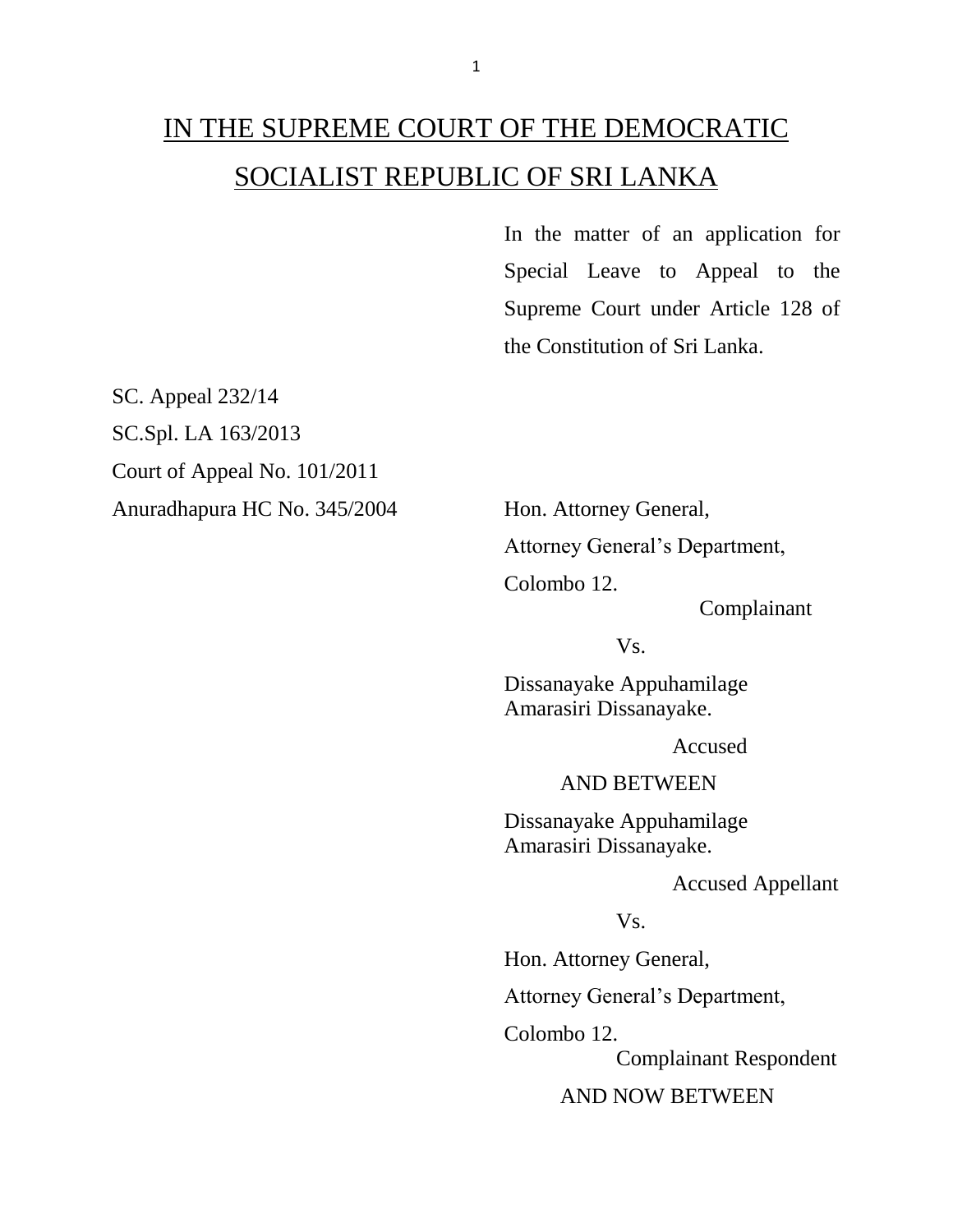# IN THE SUPREME COURT OF THE DEMOCRATIC SOCIALIST REPUBLIC OF SRI LANKA

In the matter of an application for Special Leave to Appeal to the Supreme Court under Article 128 of the Constitution of Sri Lanka.

SC. Appeal 232/14

SC.Spl. LA 163/2013

Court of Appeal No. 101/2011

Anuradhapura HC No. 345/2004

Hon. Attorney General,
Attorney General's Department,
Colombo 12.

Complainant

Vs.

Dissanayake Appuhamilage
Amarasiri Dissanayake.

Accused

AND BETWEEN

Dissanayake Appuhamilage
Amarasiri Dissanayake.

Accused Appellant

Vs.

Hon. Attorney General,
Attorney General's Department,
Colombo 12.

Complainant Respondent

AND NOW BETWEEN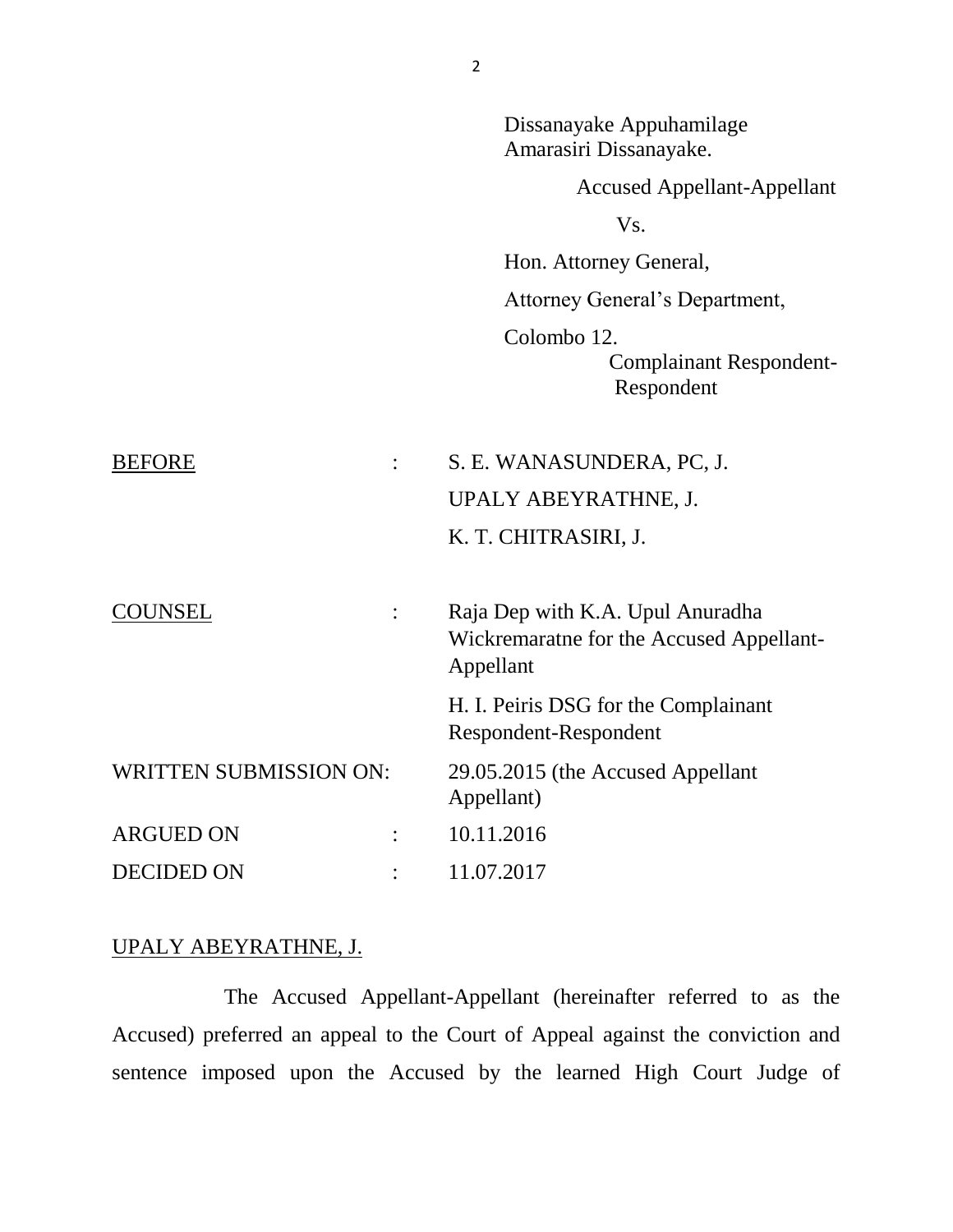Dissanayake Appuhamilage
Amarasiri Dissanayake.

Accused Appellant-Appellant

Vs.

Hon. Attorney General,

Attorney General's Department,

Colombo 12.

Complainant Respondent-Respondent

| | | |
|---|---|---|
| <u>BEFORE</u> | : | S. E. WANASUNDERA, PC, J.<br>UPALY ABEYRATHNE, J.<br>K. T. CHITRASIRI, J. |
| <u>COUNSEL</u> | : | Raja Dep with K.A. Upul Anuradha Wickremaratne for the Accused Appellant-Appellant<br>H. I. Peiris DSG for the Complainant Respondent-Respondent |
| WRITTEN SUBMISSION ON: | | 29.05.2015 (the Accused Appellant Appellant) |
| ARGUED ON | : | 10.11.2016 |
| DECIDED ON | : | 11.07.2017 |

<u>UPALY ABEYRATHNE, J.</u>

The Accused Appellant-Appellant (hereinafter referred to as the Accused) preferred an appeal to the Court of Appeal against the conviction and sentence imposed upon the Accused by the learned High Court Judge of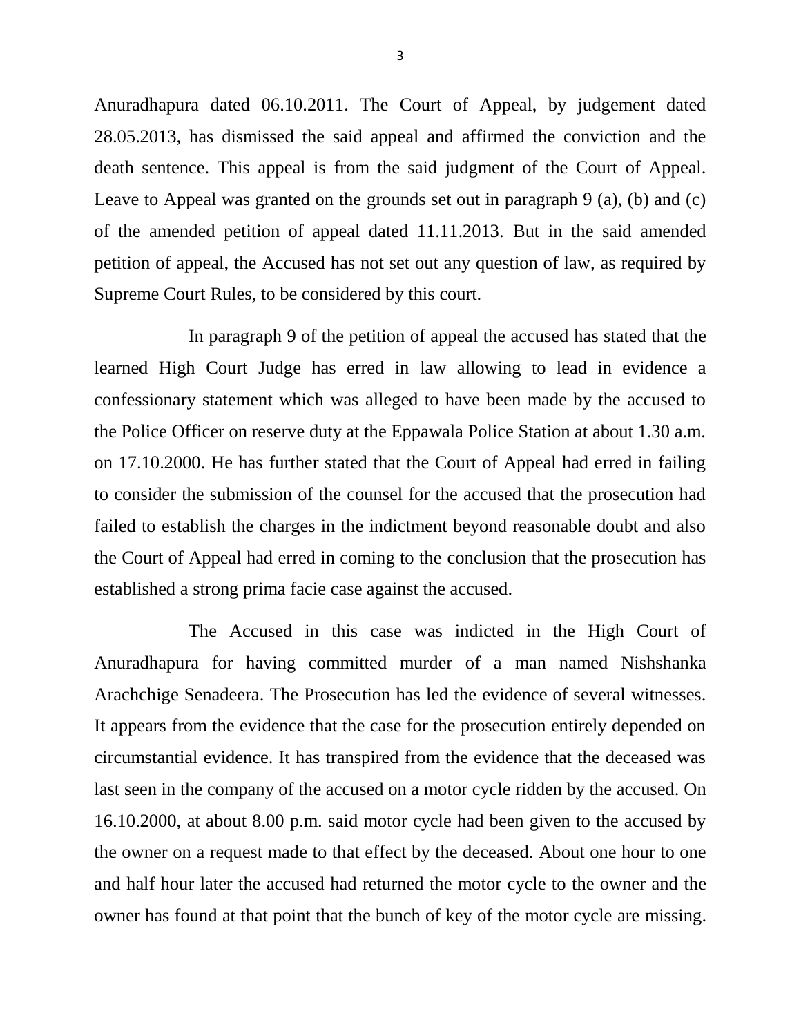Anuradhapura dated 06.10.2011. The Court of Appeal, by judgement dated 28.05.2013, has dismissed the said appeal and affirmed the conviction and the death sentence. This appeal is from the said judgment of the Court of Appeal. Leave to Appeal was granted on the grounds set out in paragraph 9 (a), (b) and (c) of the amended petition of appeal dated 11.11.2013. But in the said amended petition of appeal, the Accused has not set out any question of law, as required by Supreme Court Rules, to be considered by this court.

In paragraph 9 of the petition of appeal the accused has stated that the learned High Court Judge has erred in law allowing to lead in evidence a confessionary statement which was alleged to have been made by the accused to the Police Officer on reserve duty at the Eppawala Police Station at about 1.30 a.m. on 17.10.2000. He has further stated that the Court of Appeal had erred in failing to consider the submission of the counsel for the accused that the prosecution had failed to establish the charges in the indictment beyond reasonable doubt and also the Court of Appeal had erred in coming to the conclusion that the prosecution has established a strong prima facie case against the accused.

The Accused in this case was indicted in the High Court of Anuradhapura for having committed murder of a man named Nishshanka Arachchige Senadeera. The Prosecution has led the evidence of several witnesses. It appears from the evidence that the case for the prosecution entirely depended on circumstantial evidence. It has transpired from the evidence that the deceased was last seen in the company of the accused on a motor cycle ridden by the accused. On 16.10.2000, at about 8.00 p.m. said motor cycle had been given to the accused by the owner on a request made to that effect by the deceased. About one hour to one and half hour later the accused had returned the motor cycle to the owner and the owner has found at that point that the bunch of key of the motor cycle are missing.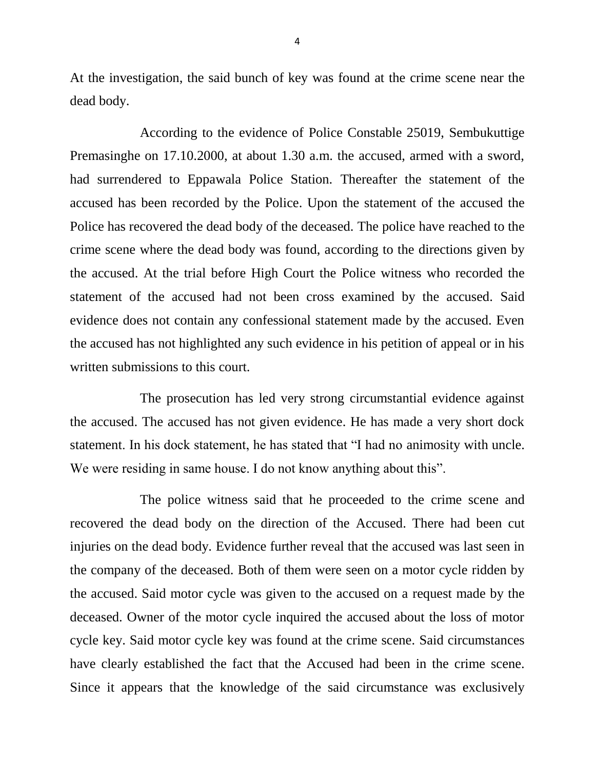At the investigation, the said bunch of key was found at the crime scene near the dead body.

According to the evidence of Police Constable 25019, Sembukuttige Premasinghe on 17.10.2000, at about 1.30 a.m. the accused, armed with a sword, had surrendered to Eppawala Police Station. Thereafter the statement of the accused has been recorded by the Police. Upon the statement of the accused the Police has recovered the dead body of the deceased. The police have reached to the crime scene where the dead body was found, according to the directions given by the accused. At the trial before High Court the Police witness who recorded the statement of the accused had not been cross examined by the accused. Said evidence does not contain any confessional statement made by the accused. Even the accused has not highlighted any such evidence in his petition of appeal or in his written submissions to this court.

The prosecution has led very strong circumstantial evidence against the accused. The accused has not given evidence. He has made a very short dock statement. In his dock statement, he has stated that "I had no animosity with uncle. We were residing in same house. I do not know anything about this".

The police witness said that he proceeded to the crime scene and recovered the dead body on the direction of the Accused. There had been cut injuries on the dead body. Evidence further reveal that the accused was last seen in the company of the deceased. Both of them were seen on a motor cycle ridden by the accused. Said motor cycle was given to the accused on a request made by the deceased. Owner of the motor cycle inquired the accused about the loss of motor cycle key. Said motor cycle key was found at the crime scene. Said circumstances have clearly established the fact that the Accused had been in the crime scene. Since it appears that the knowledge of the said circumstance was exclusively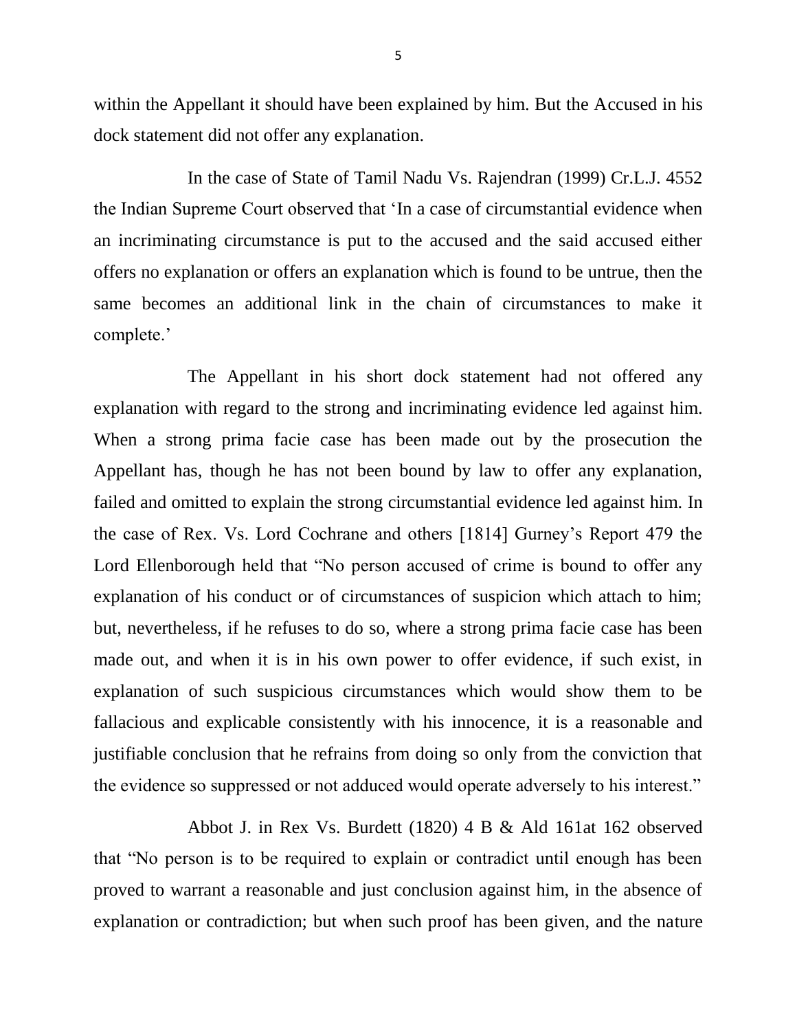within the Appellant it should have been explained by him. But the Accused in his dock statement did not offer any explanation.

In the case of State of Tamil Nadu Vs. Rajendran (1999) Cr.L.J. 4552 the Indian Supreme Court observed that 'In a case of circumstantial evidence when an incriminating circumstance is put to the accused and the said accused either offers no explanation or offers an explanation which is found to be untrue, then the same becomes an additional link in the chain of circumstances to make it complete.'

The Appellant in his short dock statement had not offered any explanation with regard to the strong and incriminating evidence led against him. When a strong prima facie case has been made out by the prosecution the Appellant has, though he has not been bound by law to offer any explanation, failed and omitted to explain the strong circumstantial evidence led against him. In the case of Rex. Vs. Lord Cochrane and others [1814] Gurney's Report 479 the Lord Ellenborough held that "No person accused of crime is bound to offer any explanation of his conduct or of circumstances of suspicion which attach to him; but, nevertheless, if he refuses to do so, where a strong prima facie case has been made out, and when it is in his own power to offer evidence, if such exist, in explanation of such suspicious circumstances which would show them to be fallacious and explicable consistently with his innocence, it is a reasonable and justifiable conclusion that he refrains from doing so only from the conviction that the evidence so suppressed or not adduced would operate adversely to his interest."

Abbot J. in Rex Vs. Burdett (1820) 4 B & Ald 161at 162 observed that "No person is to be required to explain or contradict until enough has been proved to warrant a reasonable and just conclusion against him, in the absence of explanation or contradiction; but when such proof has been given, and the nature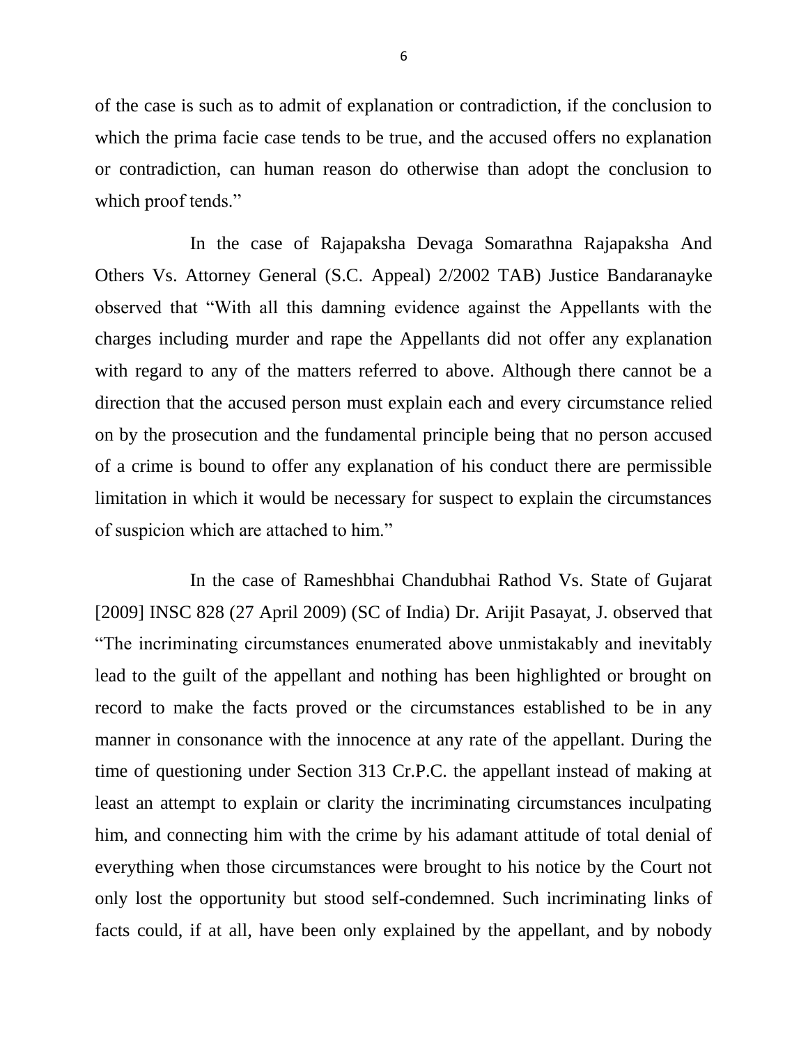of the case is such as to admit of explanation or contradiction, if the conclusion to which the prima facie case tends to be true, and the accused offers no explanation or contradiction, can human reason do otherwise than adopt the conclusion to which proof tends."

In the case of Rajapaksha Devaga Somarathna Rajapaksha And Others Vs. Attorney General (S.C. Appeal) 2/2002 TAB) Justice Bandaranayke observed that "With all this damning evidence against the Appellants with the charges including murder and rape the Appellants did not offer any explanation with regard to any of the matters referred to above. Although there cannot be a direction that the accused person must explain each and every circumstance relied on by the prosecution and the fundamental principle being that no person accused of a crime is bound to offer any explanation of his conduct there are permissible limitation in which it would be necessary for suspect to explain the circumstances of suspicion which are attached to him."

In the case of Rameshbhai Chandubhai Rathod Vs. State of Gujarat [2009] INSC 828 (27 April 2009) (SC of India) Dr. Arijit Pasayat, J. observed that "The incriminating circumstances enumerated above unmistakably and inevitably lead to the guilt of the appellant and nothing has been highlighted or brought on record to make the facts proved or the circumstances established to be in any manner in consonance with the innocence at any rate of the appellant. During the time of questioning under Section 313 Cr.P.C. the appellant instead of making at least an attempt to explain or clarity the incriminating circumstances inculpating him, and connecting him with the crime by his adamant attitude of total denial of everything when those circumstances were brought to his notice by the Court not only lost the opportunity but stood self-condemned. Such incriminating links of facts could, if at all, have been only explained by the appellant, and by nobody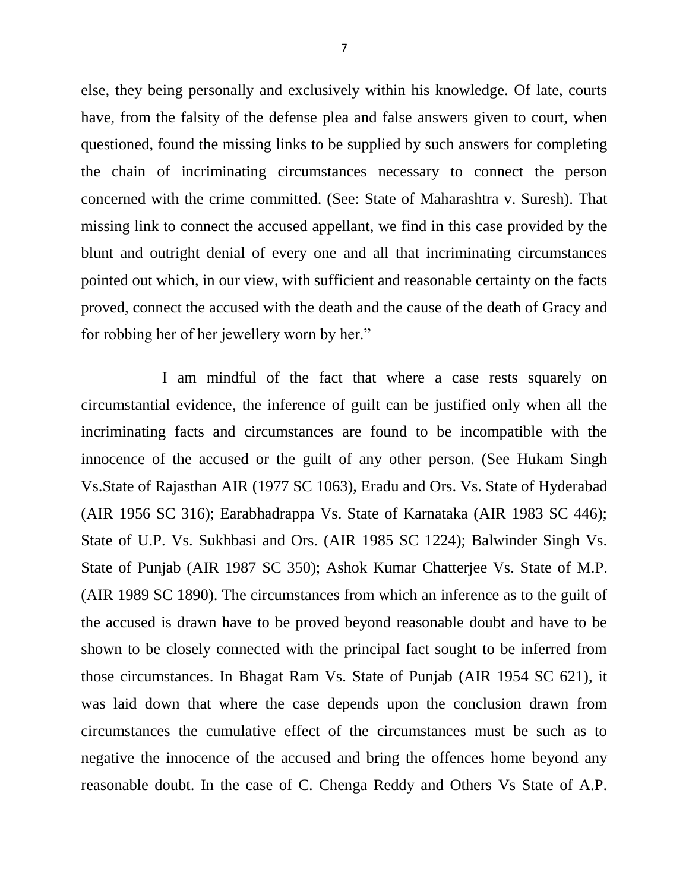else, they being personally and exclusively within his knowledge. Of late, courts have, from the falsity of the defense plea and false answers given to court, when questioned, found the missing links to be supplied by such answers for completing the chain of incriminating circumstances necessary to connect the person concerned with the crime committed. (See: State of Maharashtra v. Suresh). That missing link to connect the accused appellant, we find in this case provided by the blunt and outright denial of every one and all that incriminating circumstances pointed out which, in our view, with sufficient and reasonable certainty on the facts proved, connect the accused with the death and the cause of the death of Gracy and for robbing her of her jewellery worn by her."

I am mindful of the fact that where a case rests squarely on circumstantial evidence, the inference of guilt can be justified only when all the incriminating facts and circumstances are found to be incompatible with the innocence of the accused or the guilt of any other person. (See Hukam Singh Vs.State of Rajasthan AIR (1977 SC 1063), Eradu and Ors. Vs. State of Hyderabad (AIR 1956 SC 316); Earabhadrappa Vs. State of Karnataka (AIR 1983 SC 446); State of U.P. Vs. Sukhbasi and Ors. (AIR 1985 SC 1224); Balwinder Singh Vs. State of Punjab (AIR 1987 SC 350); Ashok Kumar Chatterjee Vs. State of M.P. (AIR 1989 SC 1890). The circumstances from which an inference as to the guilt of the accused is drawn have to be proved beyond reasonable doubt and have to be shown to be closely connected with the principal fact sought to be inferred from those circumstances. In Bhagat Ram Vs. State of Punjab (AIR 1954 SC 621), it was laid down that where the case depends upon the conclusion drawn from circumstances the cumulative effect of the circumstances must be such as to negative the innocence of the accused and bring the offences home beyond any reasonable doubt. In the case of C. Chenga Reddy and Others Vs State of A.P.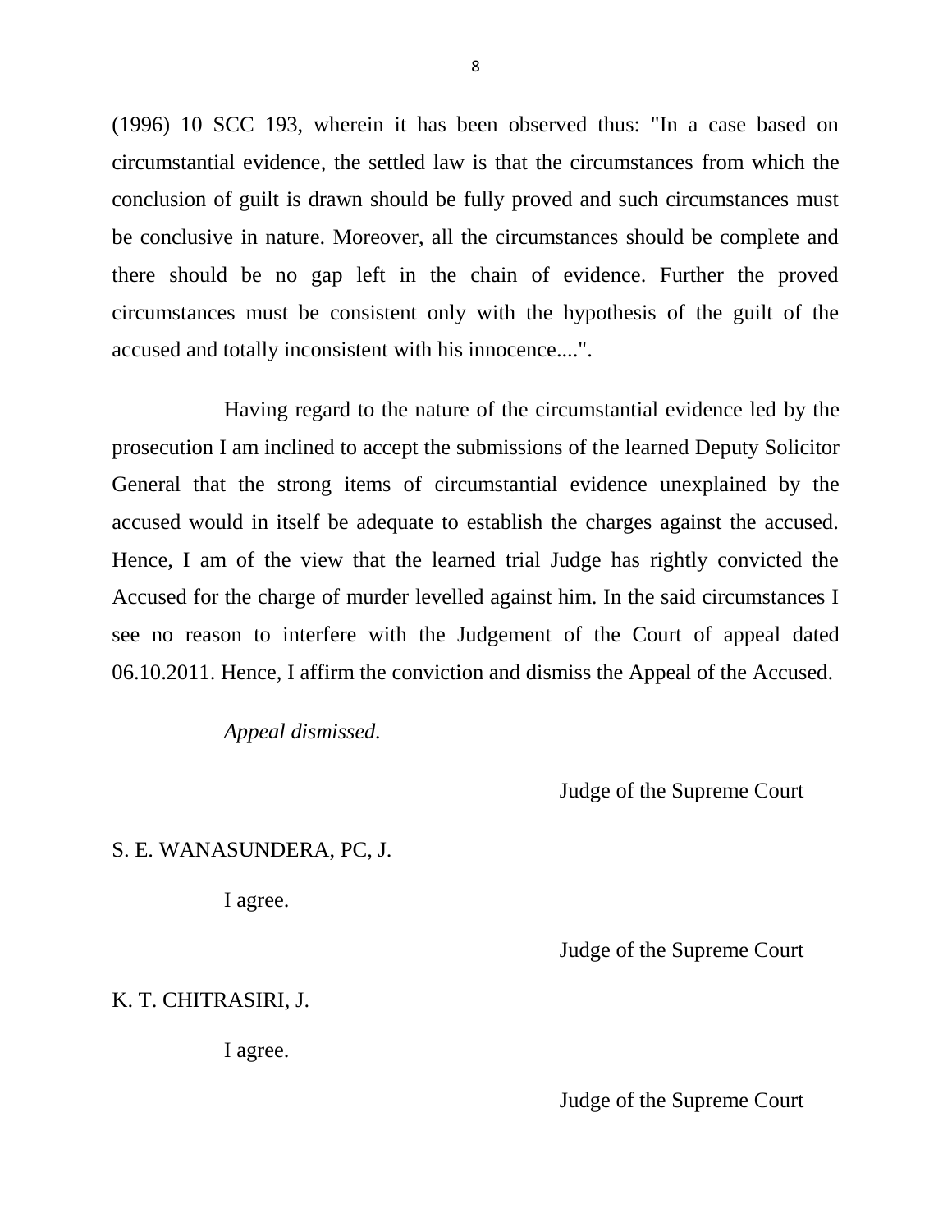(1996) 10 SCC 193, wherein it has been observed thus: "In a case based on circumstantial evidence, the settled law is that the circumstances from which the conclusion of guilt is drawn should be fully proved and such circumstances must be conclusive in nature. Moreover, all the circumstances should be complete and there should be no gap left in the chain of evidence. Further the proved circumstances must be consistent only with the hypothesis of the guilt of the accused and totally inconsistent with his innocence....".

Having regard to the nature of the circumstantial evidence led by the prosecution I am inclined to accept the submissions of the learned Deputy Solicitor General that the strong items of circumstantial evidence unexplained by the accused would in itself be adequate to establish the charges against the accused. Hence, I am of the view that the learned trial Judge has rightly convicted the Accused for the charge of murder levelled against him. In the said circumstances I see no reason to interfere with the Judgement of the Court of appeal dated 06.10.2011. Hence, I affirm the conviction and dismiss the Appeal of the Accused.

*Appeal dismissed.*

Judge of the Supreme Court

S. E. WANASUNDERA, PC, J.

I agree.

Judge of the Supreme Court

K. T. CHITRASIRI, J.

I agree.

Judge of the Supreme Court